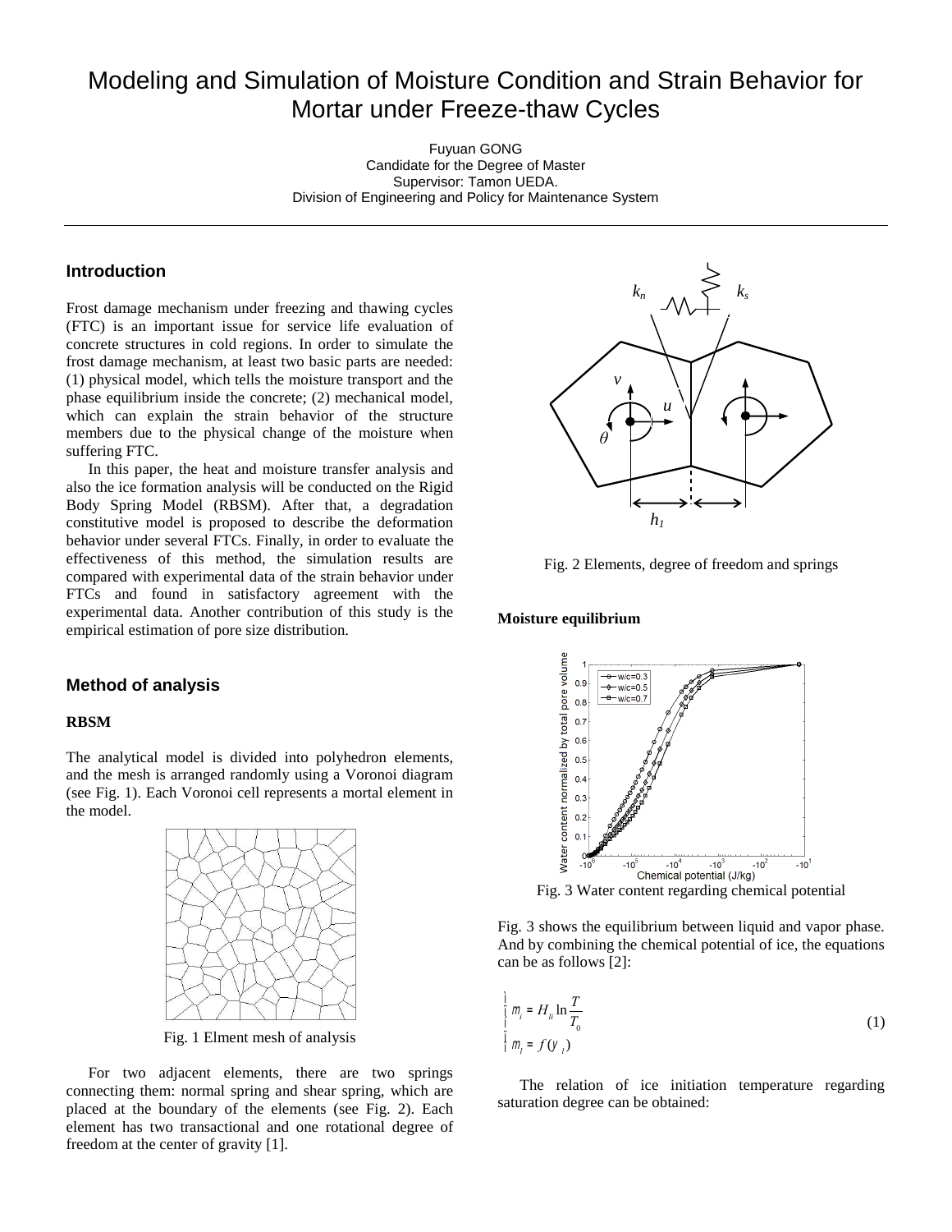# Modeling and Simulation of Moisture Condition and Strain Behavior for Mortar under Freeze-thaw Cycles

Fuyuan GONG
Candidate for the Degree of Master
Supervisor: Tamon UEDA.
Division of Engineering and Policy for Maintenance System

## Introduction

Frost damage mechanism under freezing and thawing cycles (FTC) is an important issue for service life evaluation of concrete structures in cold regions. In order to simulate the frost damage mechanism, at least two basic parts are needed: (1) physical model, which tells the moisture transport and the phase equilibrium inside the concrete; (2) mechanical model, which can explain the strain behavior of the structure members due to the physical change of the moisture when suffering FTC.

In this paper, the heat and moisture transfer analysis and also the ice formation analysis will be conducted on the Rigid Body Spring Model (RBSM). After that, a degradation constitutive model is proposed to describe the deformation behavior under several FTCs. Finally, in order to evaluate the effectiveness of this method, the simulation results are compared with experimental data of the strain behavior under FTCs and found in satisfactory agreement with the experimental data. Another contribution of this study is the empirical estimation of pore size distribution.

## Method of analysis

### RBSM

The analytical model is divided into polyhedron elements, and the mesh is arranged randomly using a Voronoi diagram (see Fig. 1). Each Voronoi cell represents a mortal element in the model.

Fig. 1 Elment mesh of analysis

For two adjacent elements, there are two springs connecting them: normal spring and shear spring, which are placed at the boundary of the elements (see Fig. 2). Each element has two transactional and one rotational degree of freedom at the center of gravity [1].

Fig. 2 Elements, degree of freedom and springs

### Moisture equilibrium

Fig. 3 Water content regarding chemical potential

Fig. 3 shows the equilibrium between liquid and vapor phase. And by combining the chemical potential of ice, the equations can be as follows [2]:

$$\begin{cases} \mu_i = H_{li} \ln \dfrac{T}{T_0} \\ \mu_l = f(\psi_l) \end{cases} \tag{1}$$

The relation of ice initiation temperature regarding saturation degree can be obtained: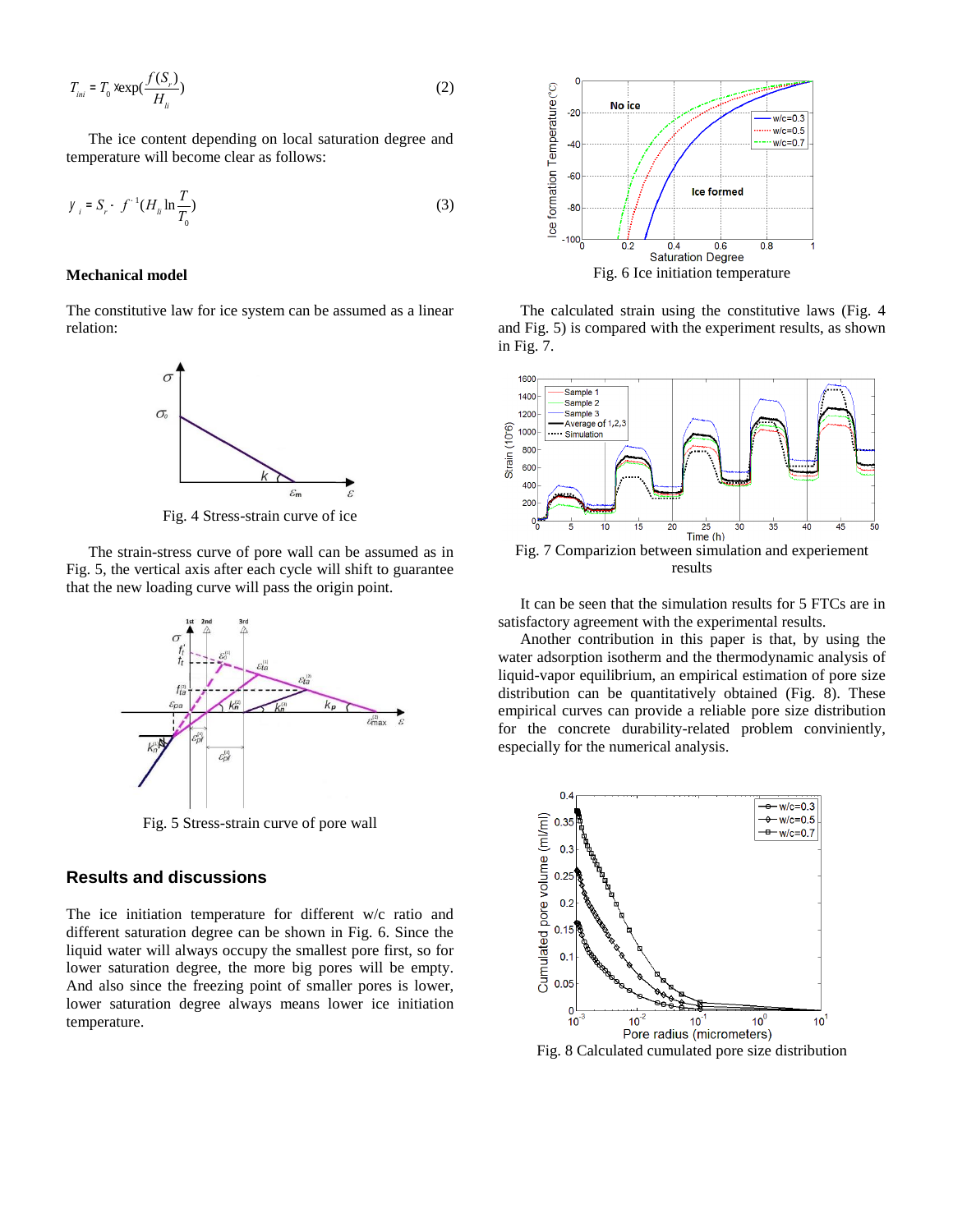$$T_{ini} = T_0 \times \exp\left(\frac{f(S_r)}{H_{li}}\right) \tag{2}$$

The ice content depending on local saturation degree and temperature will become clear as follows:

$$y_i = S_r - f^{-1}\left(H_{li} \ln \frac{T}{T_0}\right) \tag{3}$$

**Mechanical model**

The constitutive law for ice system can be assumed as a linear relation:

Fig. 4 Stress-strain curve of ice

The strain-stress curve of pore wall can be assumed as in Fig. 5, the vertical axis after each cycle will shift to guarantee that the new loading curve will pass the origin point.

Fig. 5 Stress-strain curve of pore wall

## Results and discussions

The ice initiation temperature for different w/c ratio and different saturation degree can be shown in Fig. 6. Since the liquid water will always occupy the smallest pore first, so for lower saturation degree, the more big pores will be empty. And also since the freezing point of smaller pores is lower, lower saturation degree always means lower ice initiation temperature.

Fig. 6 Ice initiation temperature

The calculated strain using the constitutive laws (Fig. 4 and Fig. 5) is compared with the experiment results, as shown in Fig. 7.

Fig. 7 Comparizion between simulation and experiement results

It can be seen that the simulation results for 5 FTCs are in satisfactory agreement with the experimental results.

Another contribution in this paper is that, by using the water adsorption isotherm and the thermodynamic analysis of liquid-vapor equilibrium, an empirical estimation of pore size distribution can be quantitatively obtained (Fig. 8). These empirical curves can provide a reliable pore size distribution for the concrete durability-related problem conviniently, especially for the numerical analysis.

Fig. 8 Calculated cumulated pore size distribution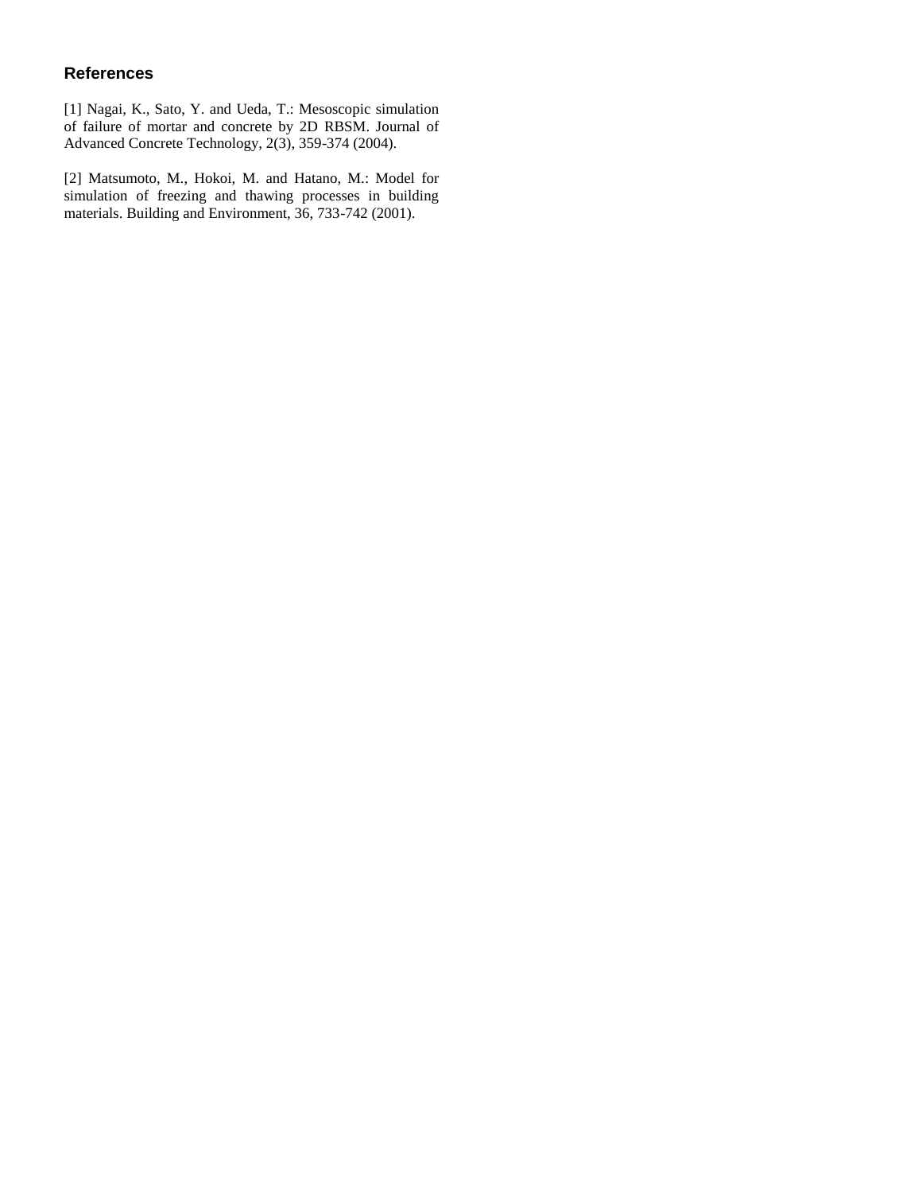## References

[1] Nagai, K., Sato, Y. and Ueda, T.: Mesoscopic simulation of failure of mortar and concrete by 2D RBSM. Journal of Advanced Concrete Technology, 2(3), 359-374 (2004).

[2] Matsumoto, M., Hokoi, M. and Hatano, M.: Model for simulation of freezing and thawing processes in building materials. Building and Environment, 36, 733-742 (2001).